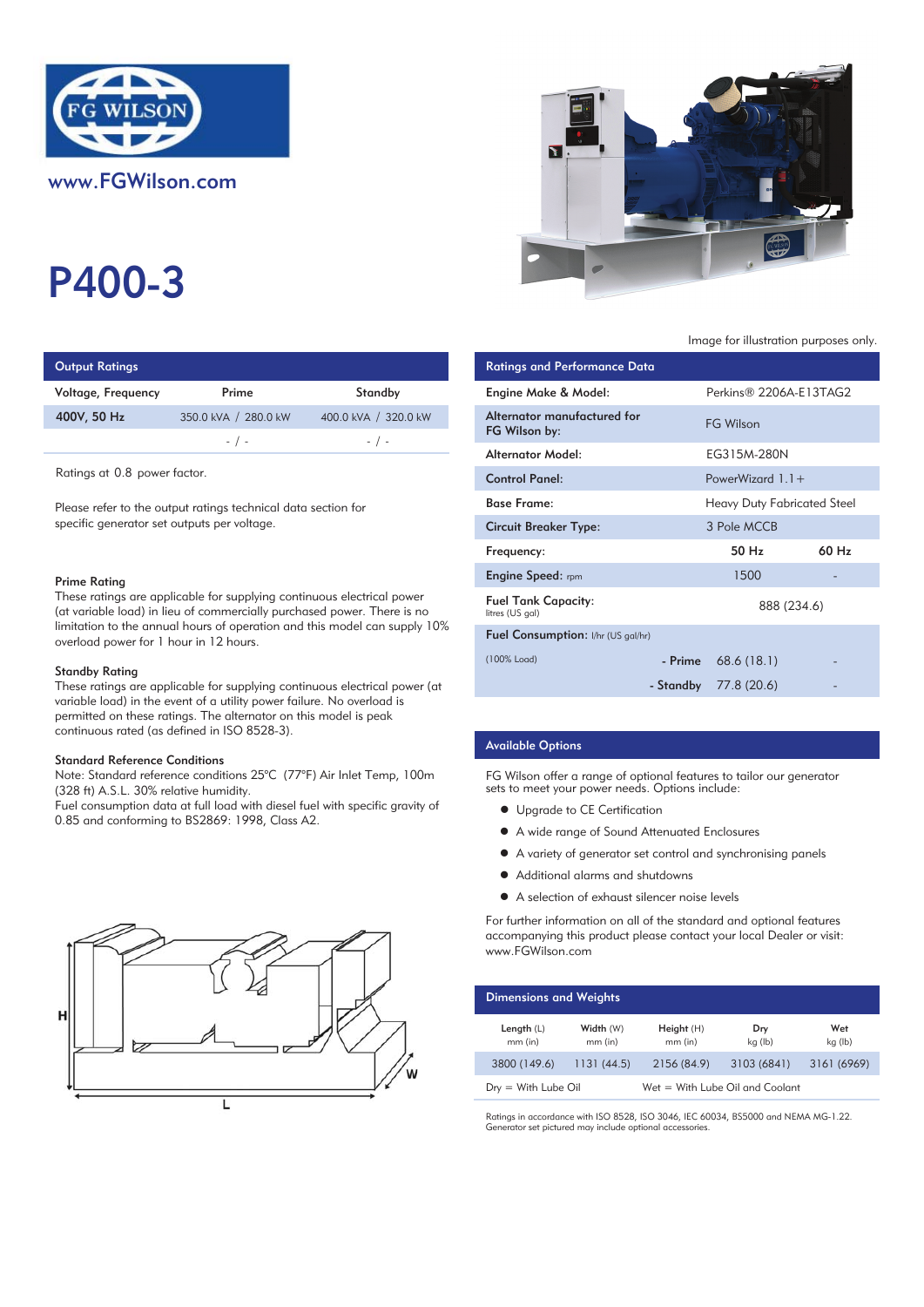www.FGWilson.com

# P400-3

Image for illustration purposes only.

## Output Ratings

| Voltage, Frequency | Prime | Standby |
|---|---|---|
| 400V, 50 Hz | 350.0 kVA / 280.0 kW | 400.0 kVA / 320.0 kW |
| | - / - | - / - |

Ratings at 0.8 power factor.

Please refer to the output ratings technical data section for specific generator set outputs per voltage.

### Prime Rating

These ratings are applicable for supplying continuous electrical power (at variable load) in lieu of commercially purchased power. There is no limitation to the annual hours of operation and this model can supply 10% overload power for 1 hour in 12 hours.

### Standby Rating

These ratings are applicable for supplying continuous electrical power (at variable load) in the event of a utility power failure. No overload is permitted on these ratings. The alternator on this model is peak continuous rated (as defined in ISO 8528-3).

### Standard Reference Conditions

Note: Standard reference conditions 25°C (77°F) Air Inlet Temp, 100m (328 ft) A.S.L. 30% relative humidity.
Fuel consumption data at full load with diesel fuel with specific gravity of 0.85 and conforming to BS2869: 1998, Class A2.

H

L

W

## Ratings and Performance Data

| | | | |
|---|---|---|---|
| Engine Make & Model: | | Perkins® 2206A-E13TAG2 | |
| Alternator manufactured for FG Wilson by: | | FG Wilson | |
| Alternator Model: | | EG315M-280N | |
| Control Panel: | | PowerWizard 1.1+ | |
| Base Frame: | | Heavy Duty Fabricated Steel | |
| Circuit Breaker Type: | | 3 Pole MCCB | |
| Frequency: | | 50 Hz | 60 Hz |
| Engine Speed: rpm | | 1500 | - |
| Fuel Tank Capacity: litres (US gal) | | 888 (234.6) | |
| Fuel Consumption: l/hr (US gal/hr) | | | |
| (100% Load) | - Prime | 68.6 (18.1) | - |
| | - Standby | 77.8 (20.6) | - |

## Available Options

FG Wilson offer a range of optional features to tailor our generator sets to meet your power needs. Options include:

- Upgrade to CE Certification
- A wide range of Sound Attenuated Enclosures
- A variety of generator set control and synchronising panels
- Additional alarms and shutdowns
- A selection of exhaust silencer noise levels

For further information on all of the standard and optional features accompanying this product please contact your local Dealer or visit: www.FGWilson.com

## Dimensions and Weights

| Length (L) mm (in) | Width (W) mm (in) | Height (H) mm (in) | Dry kg (lb) | Wet kg (lb) |
|---|---|---|---|---|
| 3800 (149.6) | 1131 (44.5) | 2156 (84.9) | 3103 (6841) | 3161 (6969) |

Dry = With Lube Oil    Wet = With Lube Oil and Coolant

Ratings in accordance with ISO 8528, ISO 3046, IEC 60034, BS5000 and NEMA MG-1.22.
Generator set pictured may include optional accessories.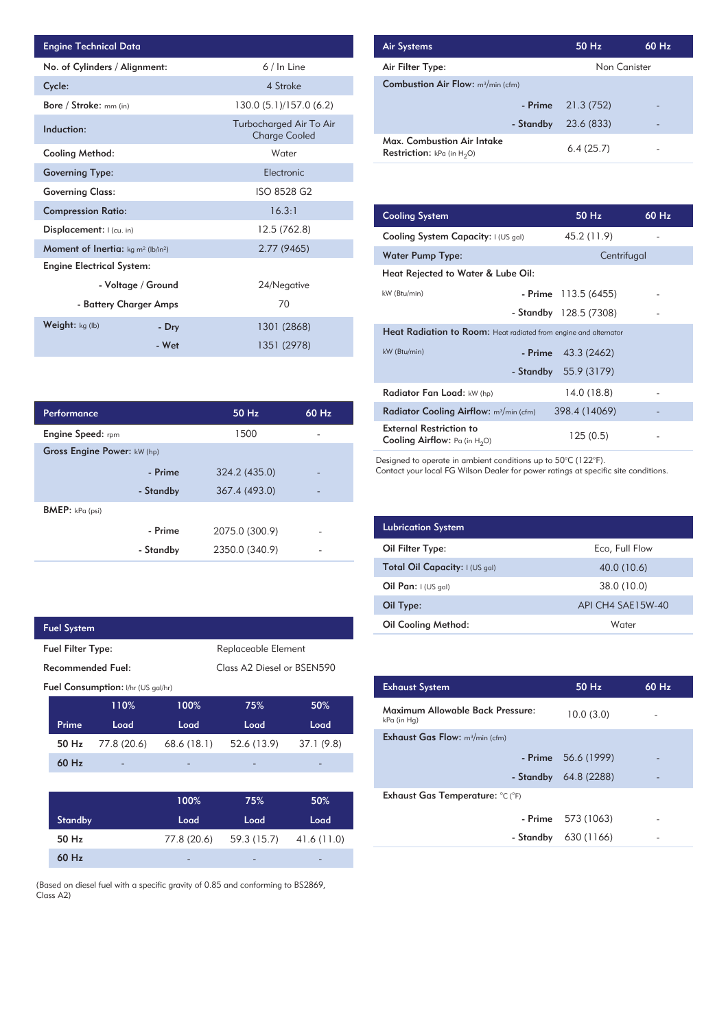## Engine Technical Data

| Engine Technical Data | | |
|---|---|---|
| No. of Cylinders / Alignment: | | 6 / In Line |
| Cycle: | | 4 Stroke |
| Bore / Stroke: mm (in) | | 130.0 (5.1)/157.0 (6.2) |
| Induction: | | Turbocharged Air To Air Charge Cooled |
| Cooling Method: | | Water |
| Governing Type: | | Electronic |
| Governing Class: | | ISO 8528 G2 |
| Compression Ratio: | | 16.3:1 |
| Displacement: l (cu. in) | | 12.5 (762.8) |
| Moment of Inertia: kg m² (lb/in²) | | 2.77 (9465) |
| Engine Electrical System: | | |
| | - Voltage / Ground | 24/Negative |
| | - Battery Charger Amps | 70 |
| Weight: kg (lb) | - Dry | 1301 (2868) |
| | - Wet | 1351 (2978) |

## Performance

| Performance | | 50 Hz | 60 Hz |
|---|---|---|---|
| Engine Speed: rpm | | 1500 | - |
| Gross Engine Power: kW (hp) | | | |
| | - Prime | 324.2 (435.0) | - |
| | - Standby | 367.4 (493.0) | - |
| BMEP: kPa (psi) | | | |
| | - Prime | 2075.0 (300.9) | - |
| | - Standby | 2350.0 (340.9) | - |

## Fuel System

| Fuel System | |
|---|---|
| Fuel Filter Type: | Replaceable Element |
| Recommended Fuel: | Class A2 Diesel or BSEN590 |

Fuel Consumption: l/hr (US gal/hr)

| Prime | 110% Load | 100% Load | 75% Load | 50% Load |
|---|---|---|---|---|
| 50 Hz | 77.8 (20.6) | 68.6 (18.1) | 52.6 (13.9) | 37.1 (9.8) |
| 60 Hz | - | - | - | - |

| Standby | 100% Load | 75% Load | 50% Load |
|---|---|---|---|
| 50 Hz | 77.8 (20.6) | 59.3 (15.7) | 41.6 (11.0) |
| 60 Hz | - | - | - |

(Based on diesel fuel with a specific gravity of 0.85 and conforming to BS2869, Class A2)

## Air Systems

| Air Systems | | 50 Hz | 60 Hz |
|---|---|---|---|
| Air Filter Type: | | Non Canister | |
| Combustion Air Flow: m³/min (cfm) | | | |
| | - Prime | 21.3 (752) | - |
| | - Standby | 23.6 (833) | - |
| Max. Combustion Air Intake Restriction: kPa (in $H_2O$) | | 6.4 (25.7) | - |

## Cooling System

| Cooling System | | 50 Hz | 60 Hz |
|---|---|---|---|
| Cooling System Capacity: l (US gal) | | 45.2 (11.9) | - |
| Water Pump Type: | | Centrifugal | |
| Heat Rejected to Water & Lube Oil: | | | |
| kW (Btu/min) | - Prime | 113.5 (6455) | - |
| | - Standby | 128.5 (7308) | - |
| Heat Radiation to Room: Heat radiated from engine and alternator | | | |
| kW (Btu/min) | - Prime | 43.3 (2462) | - |
| | - Standby | 55.9 (3179) | - |
| Radiator Fan Load: kW (hp) | | 14.0 (18.8) | - |
| Radiator Cooling Airflow: m³/min (cfm) | | 398.4 (14069) | - |
| External Restriction to Cooling Airflow: Pa (in $H_2O$) | | 125 (0.5) | - |

Designed to operate in ambient conditions up to 50°C (122°F).
Contact your local FG Wilson Dealer for power ratings at specific site conditions.

## Lubrication System

| Lubrication System | |
|---|---|
| Oil Filter Type: | Eco, Full Flow |
| Total Oil Capacity: l (US gal) | 40.0 (10.6) |
| Oil Pan: l (US gal) | 38.0 (10.0) |
| Oil Type: | API CH4 SAE15W-40 |
| Oil Cooling Method: | Water |

## Exhaust System

| Exhaust System | | 50 Hz | 60 Hz |
|---|---|---|---|
| Maximum Allowable Back Pressure: kPa (in Hg) | | 10.0 (3.0) | - |
| Exhaust Gas Flow: m³/min (cfm) | | | |
| | - Prime | 56.6 (1999) | - |
| | - Standby | 64.8 (2288) | - |
| Exhaust Gas Temperature: °C (°F) | | | |
| | - Prime | 573 (1063) | - |
| | - Standby | 630 (1166) | - |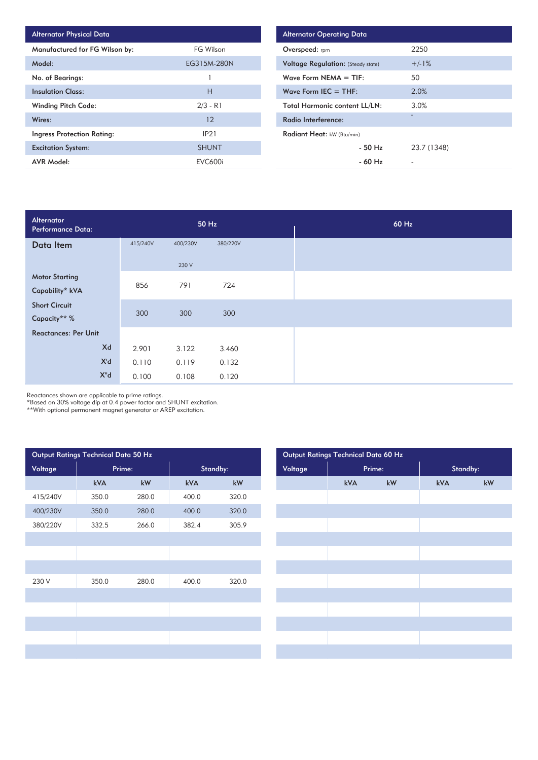| Alternator Physical Data | |
|---|---|
| Manufactured for FG Wilson by: | FG Wilson |
| Model: | EG315M-280N |
| No. of Bearings: | 1 |
| Insulation Class: | H |
| Winding Pitch Code: | 2/3 - R1 |
| Wires: | 12 |
| Ingress Protection Rating: | IP21 |
| Excitation System: | SHUNT |
| AVR Model: | EVC600i |

| Alternator Operating Data | |
|---|---|
| Overspeed: rpm | 2250 |
| Voltage Regulation: (Steady state) | +/-1% |
| Wave Form NEMA = TIF: | 50 |
| Wave Form IEC = THF: | 2.0% |
| Total Harmonic content LL/LN: | 3.0% |
| Radio Interference: | - |
| Radiant Heat: kW (Btu/min) | |
| - 50 Hz | 23.7 (1348) |
| - 60 Hz | - |

| Alternator Performance Data: | 50 Hz | | | 60 Hz |
|---|---|---|---|---|
| Data Item | 415/240V | 400/230V 230 V | 380/220V | |
| Motor Starting Capability* kVA | 856 | 791 | 724 | |
| Short Circuit Capacity** % | 300 | 300 | 300 | |
| Reactances: Per Unit | | | | |
| Xd | 2.901 | 3.122 | 3.460 | |
| X'd | 0.110 | 0.119 | 0.132 | |
| X''d | 0.100 | 0.108 | 0.120 | |

Reactances shown are applicable to prime ratings.
*Based on 30% voltage dip at 0.4 power factor and SHUNT excitation.
**With optional permanent magnet generator or AREP excitation.

| Output Ratings Technical Data 50 Hz | | | | |
|---|---|---|---|---|
| Voltage | Prime: | | Standby: | |
| | kVA | kW | kVA | kW |
| 415/240V | 350.0 | 280.0 | 400.0 | 320.0 |
| 400/230V | 350.0 | 280.0 | 400.0 | 320.0 |
| 380/220V | 332.5 | 266.0 | 382.4 | 305.9 |
| 230 V | 350.0 | 280.0 | 400.0 | 320.0 |

| Output Ratings Technical Data 60 Hz | | | | |
|---|---|---|---|---|
| Voltage | Prime: | | Standby: | |
| | kVA | kW | kVA | kW |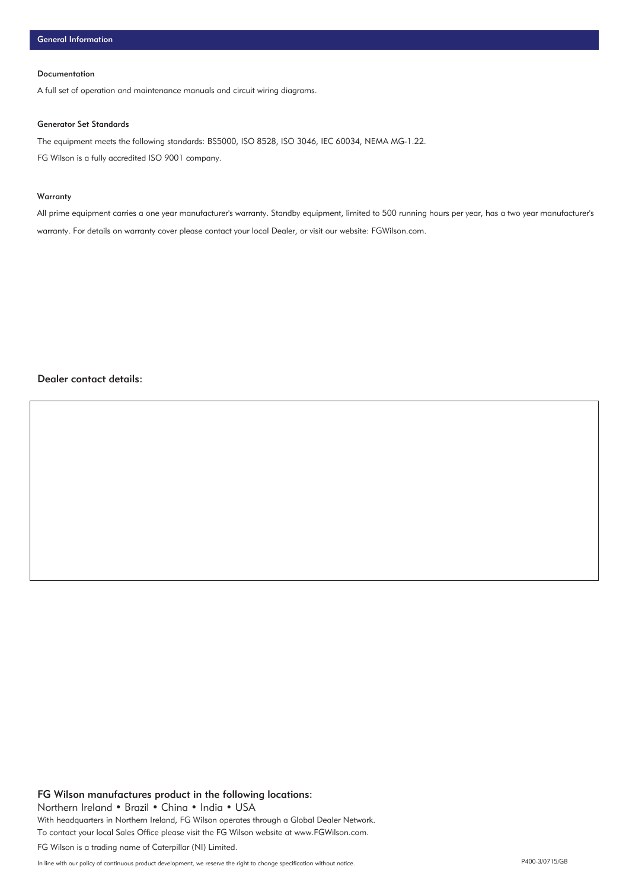## General Information

### Documentation

A full set of operation and maintenance manuals and circuit wiring diagrams.

### Generator Set Standards

The equipment meets the following standards: BS5000, ISO 8528, ISO 3046, IEC 60034, NEMA MG-1.22.

FG Wilson is a fully accredited ISO 9001 company.

### Warranty

All prime equipment carries a one year manufacturer's warranty. Standby equipment, limited to 500 running hours per year, has a two year manufacturer's warranty. For details on warranty cover please contact your local Dealer, or visit our website: FGWilson.com.

### Dealer contact details:

### FG Wilson manufactures product in the following locations:

Northern Ireland • Brazil • China • India • USA

With headquarters in Northern Ireland, FG Wilson operates through a Global Dealer Network.

To contact your local Sales Office please visit the FG Wilson website at www.FGWilson.com.

FG Wilson is a trading name of Caterpillar (NI) Limited.

In line with our policy of continuous product development, we reserve the right to change specification without notice.

P400-3/0715/GB